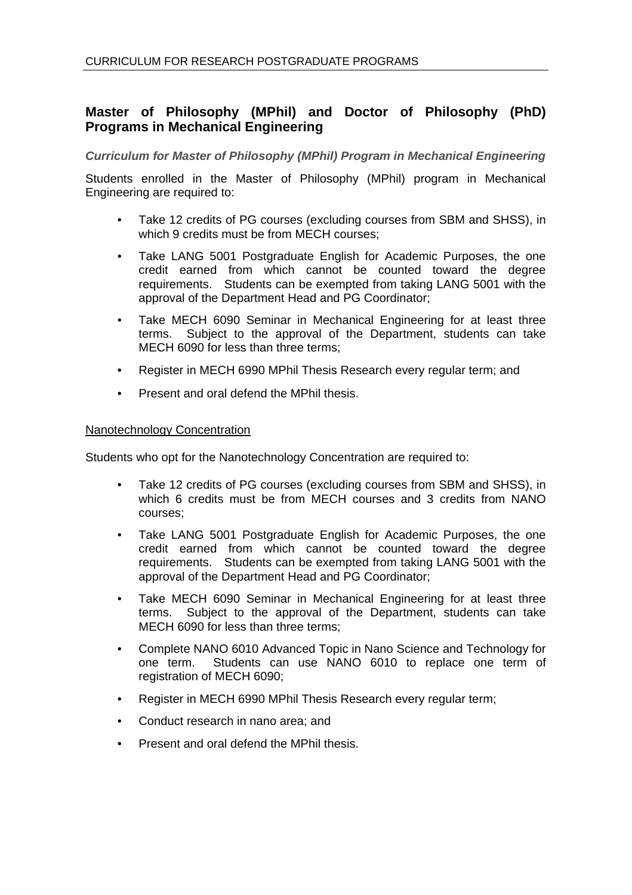## Master of Philosophy (MPhil) and Doctor of Philosophy (PhD) Programs in Mechanical Engineering

### *Curriculum for Master of Philosophy (MPhil) Program in Mechanical Engineering*

Students enrolled in the Master of Philosophy (MPhil) program in Mechanical Engineering are required to:

- Take 12 credits of PG courses (excluding courses from SBM and SHSS), in which 9 credits must be from MECH courses;
- Take LANG 5001 Postgraduate English for Academic Purposes, the one credit earned from which cannot be counted toward the degree requirements. Students can be exempted from taking LANG 5001 with the approval of the Department Head and PG Coordinator;
- Take MECH 6090 Seminar in Mechanical Engineering for at least three terms. Subject to the approval of the Department, students can take MECH 6090 for less than three terms;
- Register in MECH 6990 MPhil Thesis Research every regular term; and
- Present and oral defend the MPhil thesis.

<u>Nanotechnology Concentration</u>

Students who opt for the Nanotechnology Concentration are required to:

- Take 12 credits of PG courses (excluding courses from SBM and SHSS), in which 6 credits must be from MECH courses and 3 credits from NANO courses;
- Take LANG 5001 Postgraduate English for Academic Purposes, the one credit earned from which cannot be counted toward the degree requirements. Students can be exempted from taking LANG 5001 with the approval of the Department Head and PG Coordinator;
- Take MECH 6090 Seminar in Mechanical Engineering for at least three terms. Subject to the approval of the Department, students can take MECH 6090 for less than three terms;
- Complete NANO 6010 Advanced Topic in Nano Science and Technology for one term. Students can use NANO 6010 to replace one term of registration of MECH 6090;
- Register in MECH 6990 MPhil Thesis Research every regular term;
- Conduct research in nano area; and
- Present and oral defend the MPhil thesis.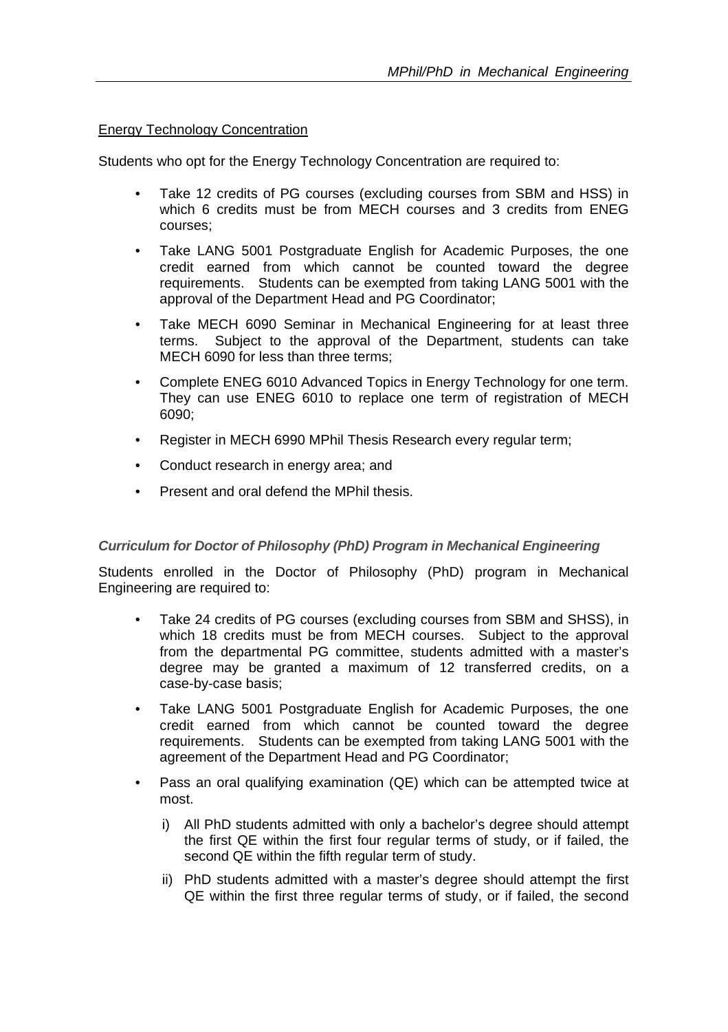<u>Energy Technology Concentration</u>

Students who opt for the Energy Technology Concentration are required to:

- Take 12 credits of PG courses (excluding courses from SBM and HSS) in which 6 credits must be from MECH courses and 3 credits from ENEG courses;
- Take LANG 5001 Postgraduate English for Academic Purposes, the one credit earned from which cannot be counted toward the degree requirements. Students can be exempted from taking LANG 5001 with the approval of the Department Head and PG Coordinator;
- Take MECH 6090 Seminar in Mechanical Engineering for at least three terms. Subject to the approval of the Department, students can take MECH 6090 for less than three terms;
- Complete ENEG 6010 Advanced Topics in Energy Technology for one term. They can use ENEG 6010 to replace one term of registration of MECH 6090;
- Register in MECH 6990 MPhil Thesis Research every regular term;
- Conduct research in energy area; and
- Present and oral defend the MPhil thesis.

### *Curriculum for Doctor of Philosophy (PhD) Program in Mechanical Engineering*

Students enrolled in the Doctor of Philosophy (PhD) program in Mechanical Engineering are required to:

- Take 24 credits of PG courses (excluding courses from SBM and SHSS), in which 18 credits must be from MECH courses. Subject to the approval from the departmental PG committee, students admitted with a master's degree may be granted a maximum of 12 transferred credits, on a case-by-case basis;
- Take LANG 5001 Postgraduate English for Academic Purposes, the one credit earned from which cannot be counted toward the degree requirements. Students can be exempted from taking LANG 5001 with the agreement of the Department Head and PG Coordinator;
- Pass an oral qualifying examination (QE) which can be attempted twice at most.
    i) All PhD students admitted with only a bachelor's degree should attempt the first QE within the first four regular terms of study, or if failed, the second QE within the fifth regular term of study.
    ii) PhD students admitted with a master's degree should attempt the first QE within the first three regular terms of study, or if failed, the second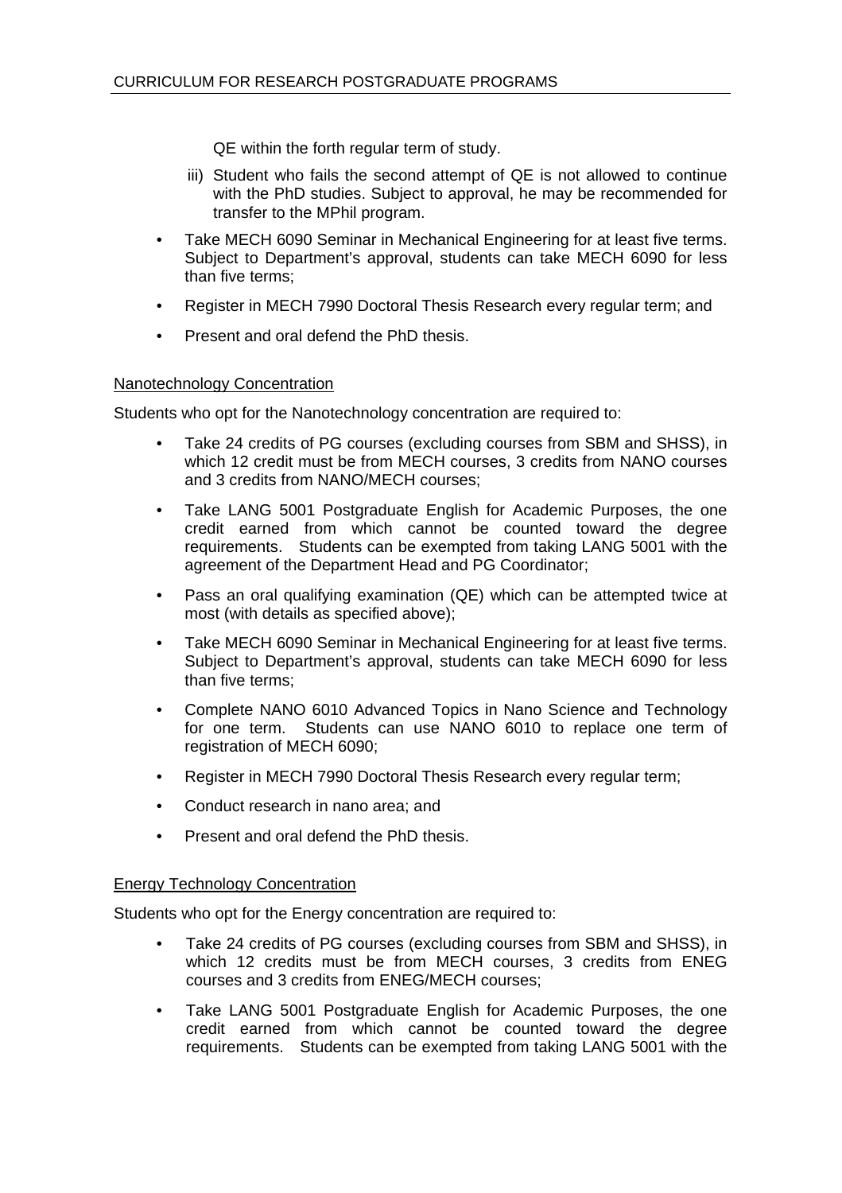QE within the forth regular term of study.

iii) Student who fails the second attempt of QE is not allowed to continue with the PhD studies. Subject to approval, he may be recommended for transfer to the MPhil program.

- Take MECH 6090 Seminar in Mechanical Engineering for at least five terms. Subject to Department's approval, students can take MECH 6090 for less than five terms;
- Register in MECH 7990 Doctoral Thesis Research every regular term; and
- Present and oral defend the PhD thesis.

<u>Nanotechnology Concentration</u>

Students who opt for the Nanotechnology concentration are required to:

- Take 24 credits of PG courses (excluding courses from SBM and SHSS), in which 12 credit must be from MECH courses, 3 credits from NANO courses and 3 credits from NANO/MECH courses;
- Take LANG 5001 Postgraduate English for Academic Purposes, the one credit earned from which cannot be counted toward the degree requirements. Students can be exempted from taking LANG 5001 with the agreement of the Department Head and PG Coordinator;
- Pass an oral qualifying examination (QE) which can be attempted twice at most (with details as specified above);
- Take MECH 6090 Seminar in Mechanical Engineering for at least five terms. Subject to Department's approval, students can take MECH 6090 for less than five terms;
- Complete NANO 6010 Advanced Topics in Nano Science and Technology for one term. Students can use NANO 6010 to replace one term of registration of MECH 6090;
- Register in MECH 7990 Doctoral Thesis Research every regular term;
- Conduct research in nano area; and
- Present and oral defend the PhD thesis.

<u>Energy Technology Concentration</u>

Students who opt for the Energy concentration are required to:

- Take 24 credits of PG courses (excluding courses from SBM and SHSS), in which 12 credits must be from MECH courses, 3 credits from ENEG courses and 3 credits from ENEG/MECH courses;
- Take LANG 5001 Postgraduate English for Academic Purposes, the one credit earned from which cannot be counted toward the degree requirements. Students can be exempted from taking LANG 5001 with the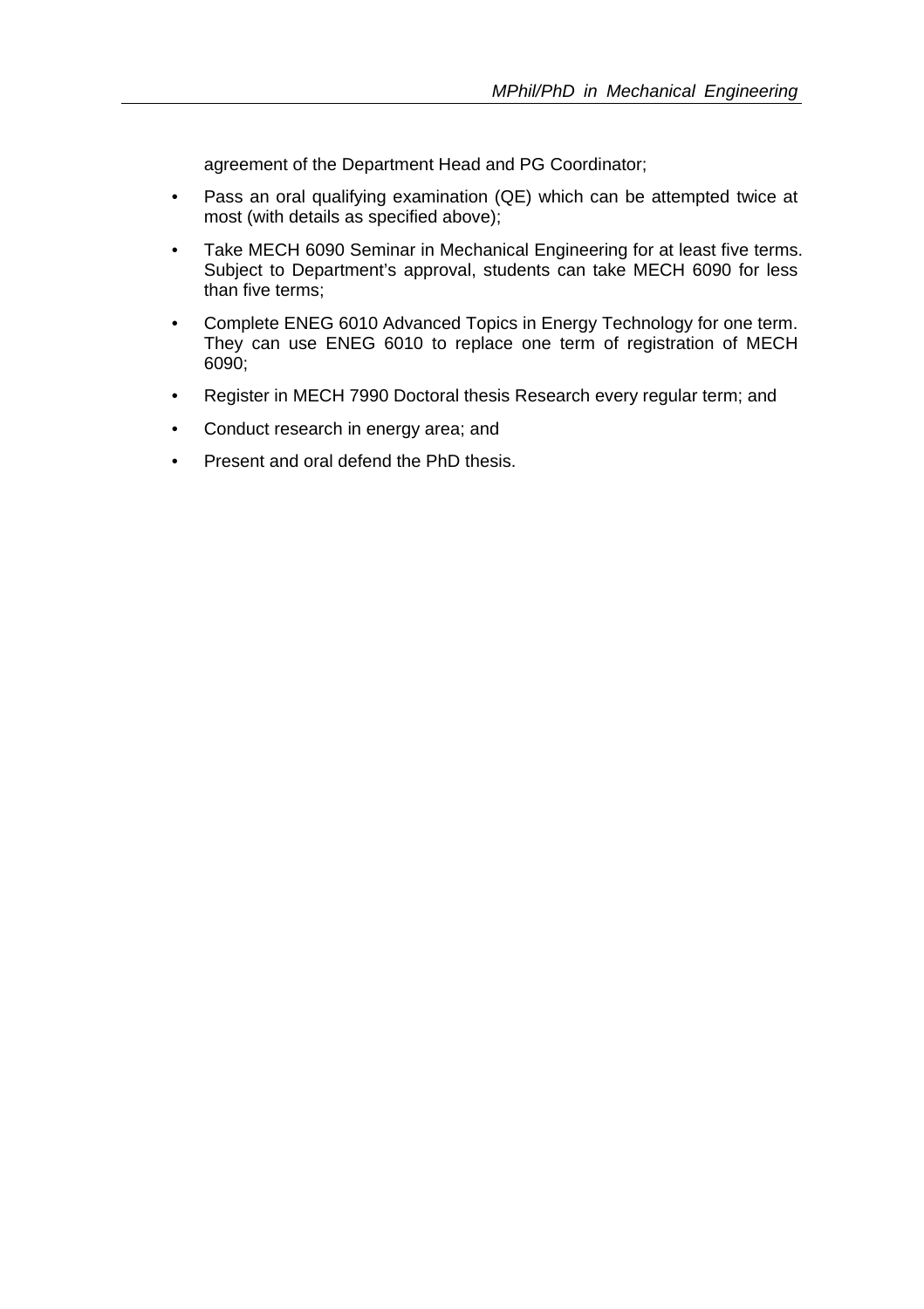agreement of the Department Head and PG Coordinator;

- Pass an oral qualifying examination (QE) which can be attempted twice at most (with details as specified above);
- Take MECH 6090 Seminar in Mechanical Engineering for at least five terms. Subject to Department's approval, students can take MECH 6090 for less than five terms;
- Complete ENEG 6010 Advanced Topics in Energy Technology for one term. They can use ENEG 6010 to replace one term of registration of MECH 6090;
- Register in MECH 7990 Doctoral thesis Research every regular term; and
- Conduct research in energy area; and
- Present and oral defend the PhD thesis.